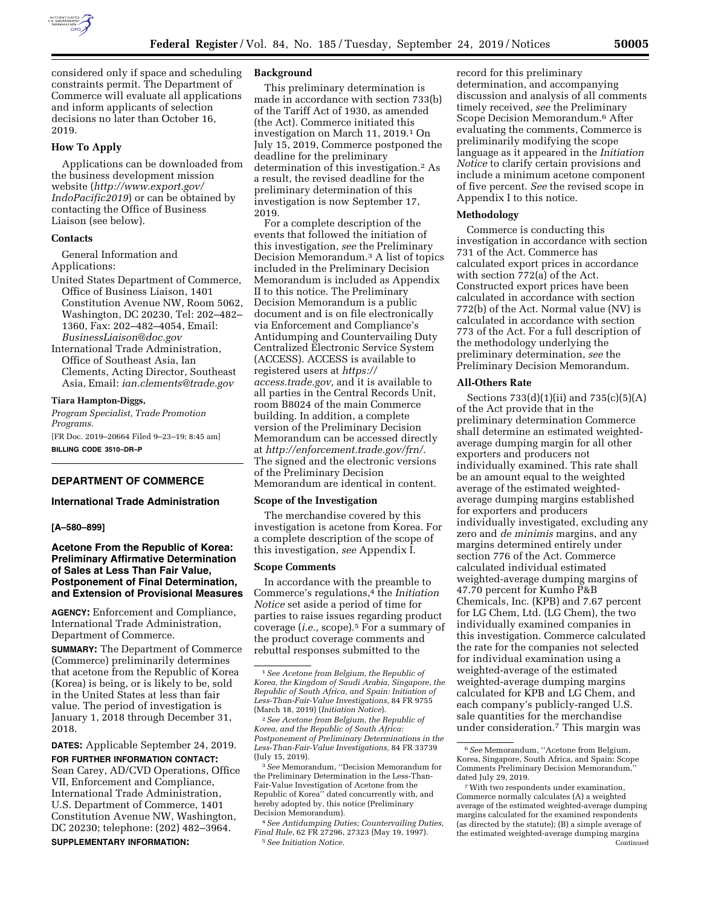considered only if space and scheduling constraints permit. The Department of Commerce will evaluate all applications and inform applicants of selection decisions no later than October 16, 2019.

### How To Apply

Applications can be downloaded from the business development mission website (*http://www.export.gov/IndoPacific2019*) or can be obtained by contacting the Office of Business Liaison (see below).

### Contacts

General Information and Applications:

United States Department of Commerce, Office of Business Liaison, 1401 Constitution Avenue NW, Room 5062, Washington, DC 20230, Tel: 202–482–1360, Fax: 202–482–4054, Email: *BusinessLiaison@doc.gov*

International Trade Administration, Office of Southeast Asia, Ian Clements, Acting Director, Southeast Asia, Email: *ian.clements@trade.gov*

**Tiara Hampton-Diggs,**

*Program Specialist, Trade Promotion Programs.*

[FR Doc. 2019–20664 Filed 9–23–19; 8:45 am]

**BILLING CODE 3510–DR–P**

---

## DEPARTMENT OF COMMERCE

### International Trade Administration

**[A–580–899]**

### Acetone From the Republic of Korea: Preliminary Affirmative Determination of Sales at Less Than Fair Value, Postponement of Final Determination, and Extension of Provisional Measures

**AGENCY:** Enforcement and Compliance, International Trade Administration, Department of Commerce.

**SUMMARY:** The Department of Commerce (Commerce) preliminarily determines that acetone from the Republic of Korea (Korea) is being, or is likely to be, sold in the United States at less than fair value. The period of investigation is January 1, 2018 through December 31, 2018.

**DATES:** Applicable September 24, 2019.

**FOR FURTHER INFORMATION CONTACT:** Sean Carey, AD/CVD Operations, Office VII, Enforcement and Compliance, International Trade Administration, U.S. Department of Commerce, 1401 Constitution Avenue NW, Washington, DC 20230; telephone: (202) 482–3964.

**SUPPLEMENTARY INFORMATION:**

### Background

This preliminary determination is made in accordance with section 733(b) of the Tariff Act of 1930, as amended (the Act). Commerce initiated this investigation on March 11, 2019.[1] On July 15, 2019, Commerce postponed the deadline for the preliminary determination of this investigation.[2] As a result, the revised deadline for the preliminary determination of this investigation is now September 17, 2019.

For a complete description of the events that followed the initiation of this investigation, *see* the Preliminary Decision Memorandum.[3] A list of topics included in the Preliminary Decision Memorandum is included as Appendix II to this notice. The Preliminary Decision Memorandum is a public document and is on file electronically via Enforcement and Compliance's Antidumping and Countervailing Duty Centralized Electronic Service System (ACCESS). ACCESS is available to registered users at *https://access.trade.gov,* and it is available to all parties in the Central Records Unit, room B8024 of the main Commerce building. In addition, a complete version of the Preliminary Decision Memorandum can be accessed directly at *http://enforcement.trade.gov/frn/.* The signed and the electronic versions of the Preliminary Decision Memorandum are identical in content.

### Scope of the Investigation

The merchandise covered by this investigation is acetone from Korea. For a complete description of the scope of this investigation, *see* Appendix I.

### Scope Comments

In accordance with the preamble to Commerce's regulations,[4] the *Initiation Notice* set aside a period of time for parties to raise issues regarding product coverage (*i.e.,* scope).[5] For a summary of the product coverage comments and rebuttal responses submitted to the record for this preliminary determination, and accompanying discussion and analysis of all comments timely received, *see* the Preliminary Scope Decision Memorandum.[6] After evaluating the comments, Commerce is preliminarily modifying the scope language as it appeared in the *Initiation Notice* to clarify certain provisions and include a minimum acetone component of five percent. *See* the revised scope in Appendix I to this notice.

### Methodology

Commerce is conducting this investigation in accordance with section 731 of the Act. Commerce has calculated export prices in accordance with section 772(a) of the Act. Constructed export prices have been calculated in accordance with section 772(b) of the Act. Normal value (NV) is calculated in accordance with section 773 of the Act. For a full description of the methodology underlying the preliminary determination, *see* the Preliminary Decision Memorandum.

### All-Others Rate

Sections 733(d)(1)(ii) and 735(c)(5)(A) of the Act provide that in the preliminary determination Commerce shall determine an estimated weighted-average dumping margin for all other exporters and producers not individually examined. This rate shall be an amount equal to the weighted average of the estimated weighted-average dumping margins established for exporters and producers individually investigated, excluding any zero and *de minimis* margins, and any margins determined entirely under section 776 of the Act. Commerce calculated individual estimated weighted-average dumping margins of 47.70 percent for Kumho P&B Chemicals, Inc. (KPB) and 7.67 percent for LG Chem, Ltd. (LG Chem), the two individually examined companies in this investigation. Commerce calculated the rate for the companies not selected for individual examination using a weighted-average of the estimated weighted-average dumping margins calculated for KPB and LG Chem, and each company's publicly-ranged U.S. sale quantities for the merchandise under consideration.[7] This margin was

---

[1] *See Acetone from Belgium, the Republic of Korea, the Kingdom of Saudi Arabia, Singapore, the Republic of South Africa, and Spain: Initiation of Less-Than-Fair-Value Investigations,* 84 FR 9755 (March 18, 2019) (*Initiation Notice*).

[2] *See Acetone from Belgium, the Republic of Korea, and the Republic of South Africa: Postponement of Preliminary Determinations in the Less-Than-Fair-Value Investigations,* 84 FR 33739 (July 15, 2019).

[3] *See* Memorandum, ''Decision Memorandum for the Preliminary Determination in the Less-Than-Fair-Value Investigation of Acetone from the Republic of Korea'' dated concurrently with, and hereby adopted by, this notice (Preliminary Decision Memorandum).

[4] *See Antidumping Duties; Countervailing Duties, Final Rule,* 62 FR 27296, 27323 (May 19, 1997).

[5] *See Initiation Notice.*

[6] *See* Memorandum, ''Acetone from Belgium, Korea, Singapore, South Africa, and Spain: Scope Comments Preliminary Decision Memorandum,'' dated July 29, 2019.

[7] With two respondents under examination, Commerce normally calculates (A) a weighted average of the estimated weighted-average dumping margins calculated for the examined respondents (as directed by the statute); (B) a simple average of the estimated weighted-average dumping margins Continued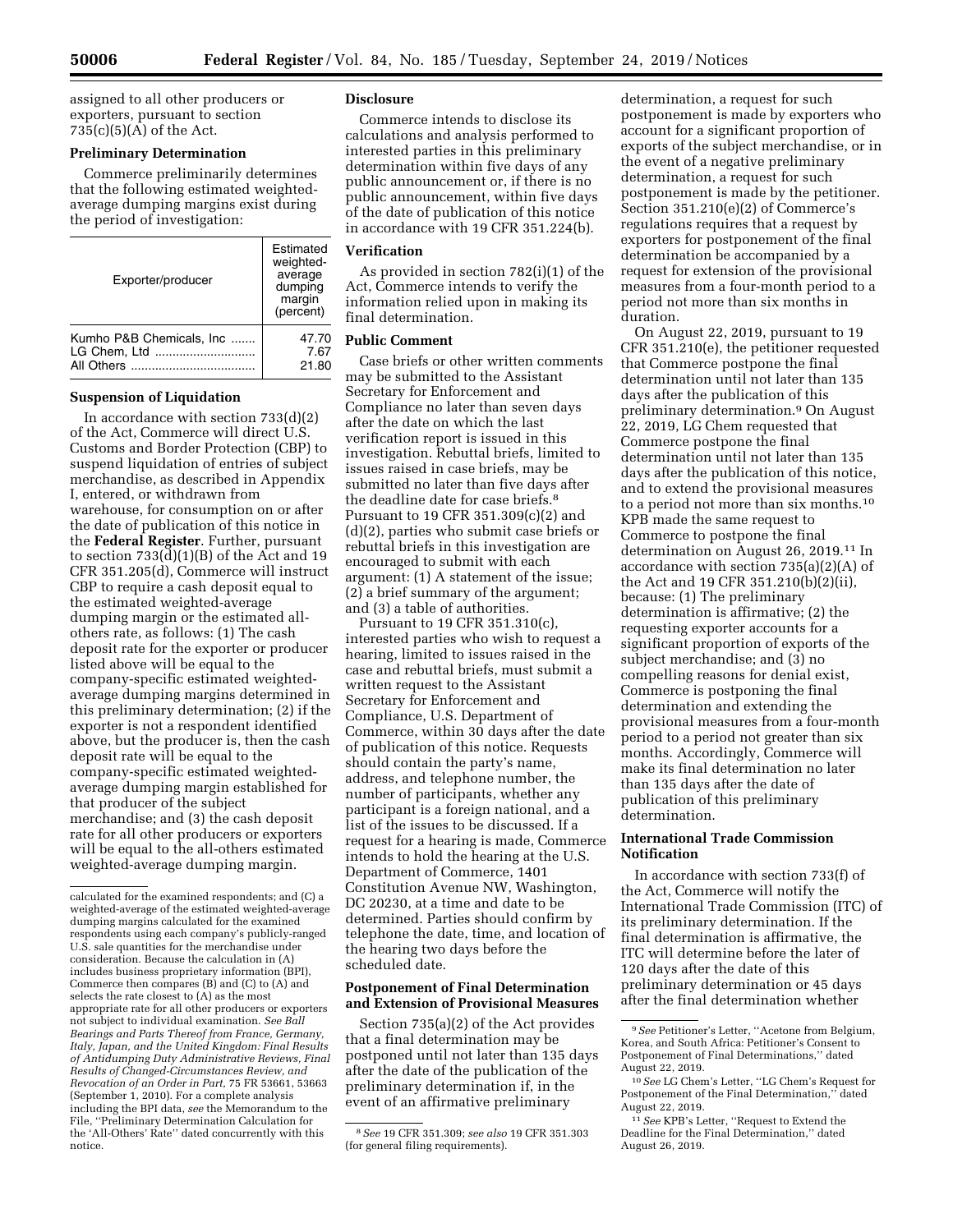assigned to all other producers or exporters, pursuant to section 735(c)(5)(A) of the Act.

**Preliminary Determination**

Commerce preliminarily determines that the following estimated weighted-average dumping margins exist during the period of investigation:

| Exporter/producer | Estimated weighted-average dumping margin (percent) |
|---|---|
| Kumho P&B Chemicals, Inc | 47.70 |
| LG Chem, Ltd | 7.67 |
| All Others | 21.80 |

**Suspension of Liquidation**

In accordance with section 733(d)(2) of the Act, Commerce will direct U.S. Customs and Border Protection (CBP) to suspend liquidation of entries of subject merchandise, as described in Appendix I, entered, or withdrawn from warehouse, for consumption on or after the date of publication of this notice in the **Federal Register**. Further, pursuant to section 733(d)(1)(B) of the Act and 19 CFR 351.205(d), Commerce will instruct CBP to require a cash deposit equal to the estimated weighted-average dumping margin or the estimated all-others rate, as follows: (1) The cash deposit rate for the exporter or producer listed above will be equal to the company-specific estimated weighted-average dumping margins determined in this preliminary determination; (2) if the exporter is not a respondent identified above, but the producer is, then the cash deposit rate will be equal to the company-specific estimated weighted-average dumping margin established for that producer of the subject merchandise; and (3) the cash deposit rate for all other producers or exporters will be equal to the all-others estimated weighted-average dumping margin.

calculated for the examined respondents; and (C) a weighted-average of the estimated weighted-average dumping margins calculated for the examined respondents using each company's publicly-ranged U.S. sale quantities for the merchandise under consideration. Because the calculation in (A) includes business proprietary information (BPI), Commerce then compares (B) and (C) to (A) and selects the rate closest to (A) as the most appropriate rate for all other producers or exporters not subject to individual examination. *See Ball Bearings and Parts Thereof from France, Germany, Italy, Japan, and the United Kingdom: Final Results of Antidumping Duty Administrative Reviews, Final Results of Changed-Circumstances Review, and Revocation of an Order in Part,* 75 FR 53661, 53663 (September 1, 2010). For a complete analysis including the BPI data, *see* the Memorandum to the File, ''Preliminary Determination Calculation for the 'All-Others' Rate'' dated concurrently with this notice.

**Disclosure**

Commerce intends to disclose its calculations and analysis performed to interested parties in this preliminary determination within five days of any public announcement or, if there is no public announcement, within five days of the date of publication of this notice in accordance with 19 CFR 351.224(b).

**Verification**

As provided in section 782(i)(1) of the Act, Commerce intends to verify the information relied upon in making its final determination.

**Public Comment**

Case briefs or other written comments may be submitted to the Assistant Secretary for Enforcement and Compliance no later than seven days after the date on which the last verification report is issued in this investigation. Rebuttal briefs, limited to issues raised in case briefs, may be submitted no later than five days after the deadline date for case briefs.[8] Pursuant to 19 CFR 351.309(c)(2) and (d)(2), parties who submit case briefs or rebuttal briefs in this investigation are encouraged to submit with each argument: (1) A statement of the issue; (2) a brief summary of the argument; and (3) a table of authorities.

Pursuant to 19 CFR 351.310(c), interested parties who wish to request a hearing, limited to issues raised in the case and rebuttal briefs, must submit a written request to the Assistant Secretary for Enforcement and Compliance, U.S. Department of Commerce, within 30 days after the date of publication of this notice. Requests should contain the party's name, address, and telephone number, the number of participants, whether any participant is a foreign national, and a list of the issues to be discussed. If a request for a hearing is made, Commerce intends to hold the hearing at the U.S. Department of Commerce, 1401 Constitution Avenue NW, Washington, DC 20230, at a time and date to be determined. Parties should confirm by telephone the date, time, and location of the hearing two days before the scheduled date.

**Postponement of Final Determination and Extension of Provisional Measures**

Section 735(a)(2) of the Act provides that a final determination may be postponed until not later than 135 days after the date of the publication of the preliminary determination if, in the event of an affirmative preliminary determination, a request for such postponement is made by exporters who account for a significant proportion of exports of the subject merchandise, or in the event of a negative preliminary determination, a request for such postponement is made by the petitioner. Section 351.210(e)(2) of Commerce's regulations requires that a request by exporters for postponement of the final determination be accompanied by a request for extension of the provisional measures from a four-month period to a period not more than six months in duration.

On August 22, 2019, pursuant to 19 CFR 351.210(e), the petitioner requested that Commerce postpone the final determination until not later than 135 days after the publication of this preliminary determination.[9] On August 22, 2019, LG Chem requested that Commerce postpone the final determination until not later than 135 days after the publication of this notice, and to extend the provisional measures to a period not more than six months.[10] KPB made the same request to Commerce to postpone the final determination on August 26, 2019.[11] In accordance with section 735(a)(2)(A) of the Act and 19 CFR 351.210(b)(2)(ii), because: (1) The preliminary determination is affirmative; (2) the requesting exporter accounts for a significant proportion of exports of the subject merchandise; and (3) no compelling reasons for denial exist, Commerce is postponing the final determination and extending the provisional measures from a four-month period to a period not greater than six months. Accordingly, Commerce will make its final determination no later than 135 days after the date of publication of this preliminary determination.

**International Trade Commission Notification**

In accordance with section 733(f) of the Act, Commerce will notify the International Trade Commission (ITC) of its preliminary determination. If the final determination is affirmative, the ITC will determine before the later of 120 days after the date of this preliminary determination or 45 days after the final determination whether

[8] *See* 19 CFR 351.309; *see also* 19 CFR 351.303 (for general filing requirements).

[9] *See* Petitioner's Letter, ''Acetone from Belgium, Korea, and South Africa: Petitioner's Consent to Postponement of Final Determinations,'' dated August 22, 2019.

[10] *See* LG Chem's Letter, ''LG Chem's Request for Postponement of the Final Determination,'' dated August 22, 2019.

[11] *See* KPB's Letter, ''Request to Extend the Deadline for the Final Determination,'' dated August 26, 2019.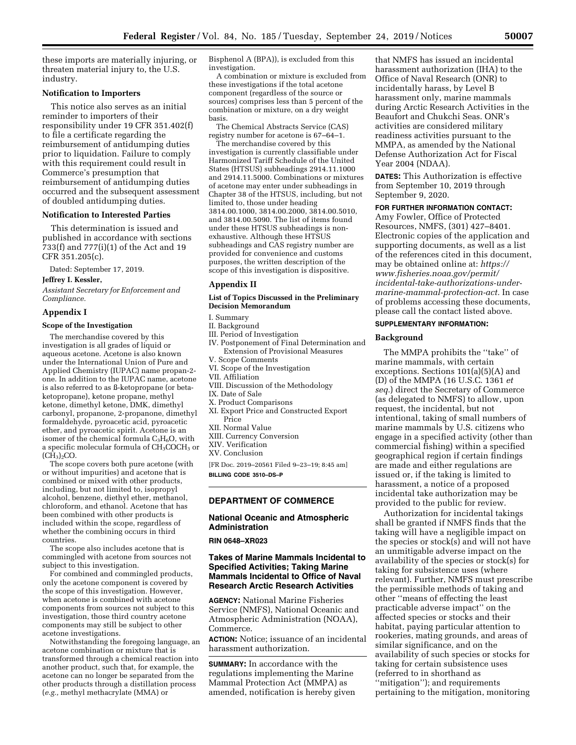these imports are materially injuring, or threaten material injury to, the U.S. industry.

**Notification to Importers**

This notice also serves as an initial reminder to importers of their responsibility under 19 CFR 351.402(f) to file a certificate regarding the reimbursement of antidumping duties prior to liquidation. Failure to comply with this requirement could result in Commerce's presumption that reimbursement of antidumping duties occurred and the subsequent assessment of doubled antidumping duties.

**Notification to Interested Parties**

This determination is issued and published in accordance with sections 733(f) and 777(i)(1) of the Act and 19 CFR 351.205(c).

Dated: September 17, 2019.

**Jeffrey I. Kessler,**

*Assistant Secretary for Enforcement and Compliance.*

## Appendix I

**Scope of the Investigation**

The merchandise covered by this investigation is all grades of liquid or aqueous acetone. Acetone is also known under the International Union of Pure and Applied Chemistry (IUPAC) name propan-2-one. In addition to the IUPAC name, acetone is also referred to as ß-ketopropane (or beta-ketopropane), ketone propane, methyl ketone, dimethyl ketone, DMK, dimethyl carbonyl, propanone, 2-propanone, dimethyl formaldehyde, pyroacetic acid, pyroacetic ether, and pyroacetic spirit. Acetone is an isomer of the chemical formula $C_3H_6O$, with a specific molecular formula of $CH_3COCH_3$ or $(CH_3)_2CO$.

The scope covers both pure acetone (with or without impurities) and acetone that is combined or mixed with other products, including, but not limited to, isopropyl alcohol, benzene, diethyl ether, methanol, chloroform, and ethanol. Acetone that has been combined with other products is included within the scope, regardless of whether the combining occurs in third countries.

The scope also includes acetone that is commingled with acetone from sources not subject to this investigation.

For combined and commingled products, only the acetone component is covered by the scope of this investigation. However, when acetone is combined with acetone components from sources not subject to this investigation, those third country acetone components may still be subject to other acetone investigations.

Notwithstanding the foregoing language, an acetone combination or mixture that is transformed through a chemical reaction into another product, such that, for example, the acetone can no longer be separated from the other products through a distillation process (*e.g.,* methyl methacrylate (MMA) or Bisphenol A (BPA)), is excluded from this investigation.

A combination or mixture is excluded from these investigations if the total acetone component (regardless of the source or sources) comprises less than 5 percent of the combination or mixture, on a dry weight basis.

The Chemical Abstracts Service (CAS) registry number for acetone is 67–64–1.

The merchandise covered by this investigation is currently classifiable under Harmonized Tariff Schedule of the United States (HTSUS) subheadings 2914.11.1000 and 2914.11.5000. Combinations or mixtures of acetone may enter under subheadings in Chapter 38 of the HTSUS, including, but not limited to, those under heading 3814.00.1000, 3814.00.2000, 3814.00.5010, and 3814.00.5090. The list of items found under these HTSUS subheadings is non-exhaustive. Although these HTSUS subheadings and CAS registry number are provided for convenience and customs purposes, the written description of the scope of this investigation is dispositive.

## Appendix II

**List of Topics Discussed in the Preliminary Decision Memorandum**

I. Summary
II. Background
III. Period of Investigation
IV. Postponement of Final Determination and Extension of Provisional Measures
V. Scope Comments
VI. Scope of the Investigation
VII. Affiliation
VIII. Discussion of the Methodology
IX. Date of Sale
X. Product Comparisons
XI. Export Price and Constructed Export Price
XII. Normal Value
XIII. Currency Conversion
XIV. Verification
XV. Conclusion

[FR Doc. 2019–20561 Filed 9–23–19; 8:45 am]

**BILLING CODE 3510–DS–P**

---

# DEPARTMENT OF COMMERCE

## National Oceanic and Atmospheric Administration

**RIN 0648–XR023**

## Takes of Marine Mammals Incidental to Specified Activities; Taking Marine Mammals Incidental to Office of Naval Research Arctic Research Activities

**AGENCY:** National Marine Fisheries Service (NMFS), National Oceanic and Atmospheric Administration (NOAA), Commerce.

**ACTION:** Notice; issuance of an incidental harassment authorization.

**SUMMARY:** In accordance with the regulations implementing the Marine Mammal Protection Act (MMPA) as amended, notification is hereby given that NMFS has issued an incidental harassment authorization (IHA) to the Office of Naval Research (ONR) to incidentally harass, by Level B harassment only, marine mammals during Arctic Research Activities in the Beaufort and Chukchi Seas. ONR's activities are considered military readiness activities pursuant to the MMPA, as amended by the National Defense Authorization Act for Fiscal Year 2004 (NDAA).

**DATES:** This Authorization is effective from September 10, 2019 through September 9, 2020.

**FOR FURTHER INFORMATION CONTACT:** Amy Fowler, Office of Protected Resources, NMFS, (301) 427–8401. Electronic copies of the application and supporting documents, as well as a list of the references cited in this document, may be obtained online at: *https://www.fisheries.noaa.gov/permit/incidental-take-authorizations-under-marine-mammal-protection-act.* In case of problems accessing these documents, please call the contact listed above.

**SUPPLEMENTARY INFORMATION:**

### Background

The MMPA prohibits the "take" of marine mammals, with certain exceptions. Sections 101(a)(5)(A) and (D) of the MMPA (16 U.S.C. 1361 *et seq.*) direct the Secretary of Commerce (as delegated to NMFS) to allow, upon request, the incidental, but not intentional, taking of small numbers of marine mammals by U.S. citizens who engage in a specified activity (other than commercial fishing) within a specified geographical region if certain findings are made and either regulations are issued or, if the taking is limited to harassment, a notice of a proposed incidental take authorization may be provided to the public for review.

Authorization for incidental takings shall be granted if NMFS finds that the taking will have a negligible impact on the species or stock(s) and will not have an unmitigable adverse impact on the availability of the species or stock(s) for taking for subsistence uses (where relevant). Further, NMFS must prescribe the permissible methods of taking and other "means of effecting the least practicable adverse impact" on the affected species or stocks and their habitat, paying particular attention to rookeries, mating grounds, and areas of similar significance, and on the availability of such species or stocks for taking for certain subsistence uses (referred to in shorthand as "mitigation"); and requirements pertaining to the mitigation, monitoring